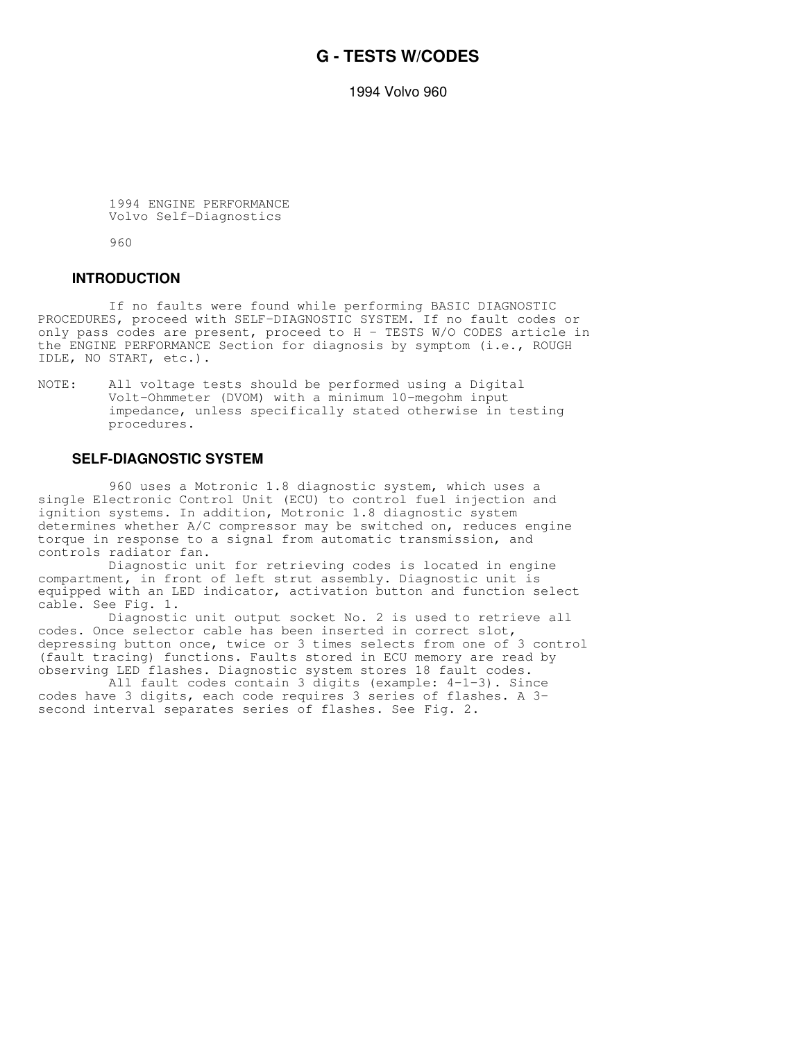# G - TESTS W/CODES

1994 Volvo 960

1994 ENGINE PERFORMANCE
Volvo Self-Diagnostics

960

## INTRODUCTION

If no faults were found while performing BASIC DIAGNOSTIC PROCEDURES, proceed with SELF-DIAGNOSTIC SYSTEM. If no fault codes or only pass codes are present, proceed to H - TESTS W/O CODES article in the ENGINE PERFORMANCE Section for diagnosis by symptom (i.e., ROUGH IDLE, NO START, etc.).

NOTE: All voltage tests should be performed using a Digital Volt-Ohmmeter (DVOM) with a minimum 10-megohm input impedance, unless specifically stated otherwise in testing procedures.

## SELF-DIAGNOSTIC SYSTEM

960 uses a Motronic 1.8 diagnostic system, which uses a single Electronic Control Unit (ECU) to control fuel injection and ignition systems. In addition, Motronic 1.8 diagnostic system determines whether A/C compressor may be switched on, reduces engine torque in response to a signal from automatic transmission, and controls radiator fan.

Diagnostic unit for retrieving codes is located in engine compartment, in front of left strut assembly. Diagnostic unit is equipped with an LED indicator, activation button and function select cable. See Fig. 1.

Diagnostic unit output socket No. 2 is used to retrieve all codes. Once selector cable has been inserted in correct slot, depressing button once, twice or 3 times selects from one of 3 control (fault tracing) functions. Faults stored in ECU memory are read by observing LED flashes. Diagnostic system stores 18 fault codes.

All fault codes contain 3 digits (example: 4-1-3). Since codes have 3 digits, each code requires 3 series of flashes. A 3-second interval separates series of flashes. See Fig. 2.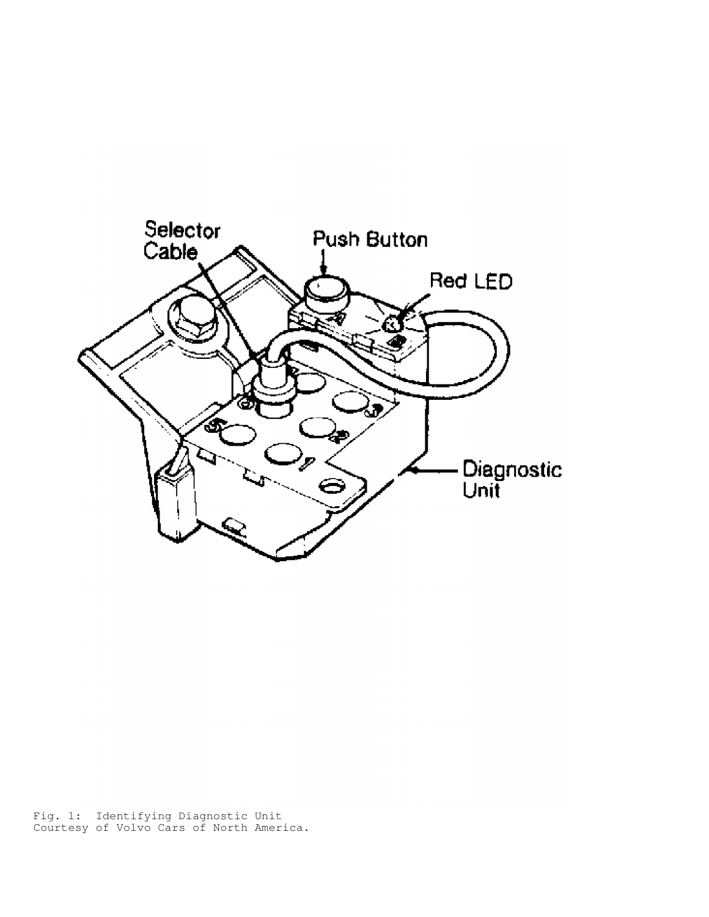Fig. 1: Identifying Diagnostic Unit
Courtesy of Volvo Cars of North America.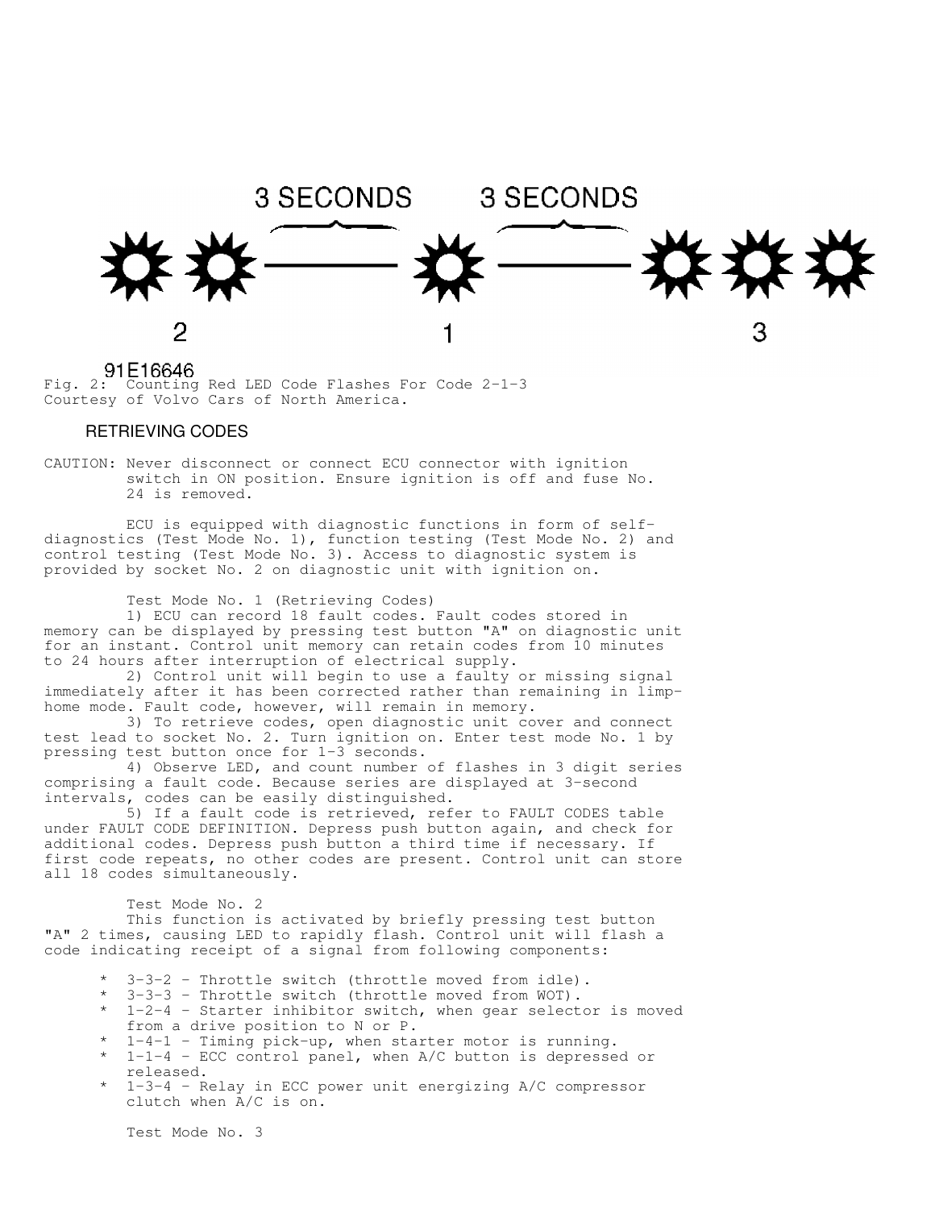3 SECONDS 3 SECONDS

2 1 3

91E16646

Fig. 2: Counting Red LED Code Flashes For Code 2-1-3
Courtesy of Volvo Cars of North America.

## RETRIEVING CODES

CAUTION: Never disconnect or connect ECU connector with ignition switch in ON position. Ensure ignition is off and fuse No. 24 is removed.

ECU is equipped with diagnostic functions in form of self-diagnostics (Test Mode No. 1), function testing (Test Mode No. 2) and control testing (Test Mode No. 3). Access to diagnostic system is provided by socket No. 2 on diagnostic unit with ignition on.

Test Mode No. 1 (Retrieving Codes)

1) ECU can record 18 fault codes. Fault codes stored in memory can be displayed by pressing test button "A" on diagnostic unit for an instant. Control unit memory can retain codes from 10 minutes to 24 hours after interruption of electrical supply.

2) Control unit will begin to use a faulty or missing signal immediately after it has been corrected rather than remaining in limp-home mode. Fault code, however, will remain in memory.

3) To retrieve codes, open diagnostic unit cover and connect test lead to socket No. 2. Turn ignition on. Enter test mode No. 1 by pressing test button once for 1-3 seconds.

4) Observe LED, and count number of flashes in 3 digit series comprising a fault code. Because series are displayed at 3-second intervals, codes can be easily distinguished.

5) If a fault code is retrieved, refer to FAULT CODES table under FAULT CODE DEFINITION. Depress push button again, and check for additional codes. Depress push button a third time if necessary. If first code repeats, no other codes are present. Control unit can store all 18 codes simultaneously.

Test Mode No. 2

This function is activated by briefly pressing test button "A" 2 times, causing LED to rapidly flash. Control unit will flash a code indicating receipt of a signal from following components:

* 3-3-2 - Throttle switch (throttle moved from idle).
* 3-3-3 - Throttle switch (throttle moved from WOT).
* 1-2-4 - Starter inhibitor switch, when gear selector is moved from a drive position to N or P.
* 1-4-1 - Timing pick-up, when starter motor is running.
* 1-1-4 - ECC control panel, when A/C button is depressed or released.
* 1-3-4 - Relay in ECC power unit energizing A/C compressor clutch when A/C is on.

Test Mode No. 3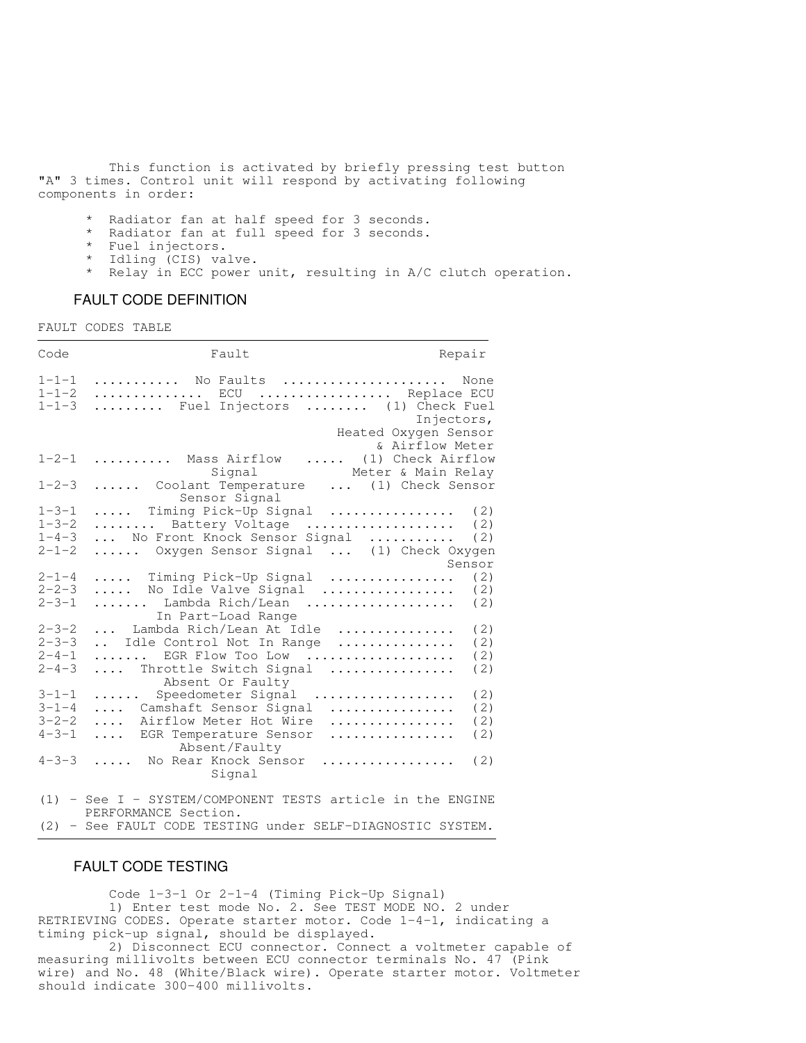This function is activated by briefly pressing test button "A" 3 times. Control unit will respond by activating following components in order:

* Radiator fan at half speed for 3 seconds.
* Radiator fan at full speed for 3 seconds.
* Fuel injectors.
* Idling (CIS) valve.
* Relay in ECC power unit, resulting in A/C clutch operation.

## FAULT CODE DEFINITION

FAULT CODES TABLE

| Code | Fault | Repair |
|---|---|---|
| 1-1-1 | No Faults | None |
| 1-1-2 | ECU | Replace ECU |
| 1-1-3 | Fuel Injectors | (1) Check Fuel Injectors, Heated Oxygen Sensor & Airflow Meter |
| 1-2-1 | Mass Airflow Signal | (1) Check Airflow Meter & Main Relay |
| 1-2-3 | Coolant Temperature Sensor Signal | (1) Check Sensor |
| 1-3-1 | Timing Pick-Up Signal | (2) |
| 1-3-2 | Battery Voltage | (2) |
| 1-4-3 | No Front Knock Sensor Signal | (2) |
| 2-1-2 | Oxygen Sensor Signal | (1) Check Oxygen Sensor |
| 2-1-4 | Timing Pick-Up Signal | (2) |
| 2-2-3 | No Idle Valve Signal | (2) |
| 2-3-1 | Lambda Rich/Lean In Part-Load Range | (2) |
| 2-3-2 | Lambda Rich/Lean At Idle | (2) |
| 2-3-3 | Idle Control Not In Range | (2) |
| 2-4-1 | EGR Flow Too Low | (2) |
| 2-4-3 | Throttle Switch Signal Absent Or Faulty | (2) |
| 3-1-1 | Speedometer Signal | (2) |
| 3-1-4 | Camshaft Sensor Signal | (2) |
| 3-2-2 | Airflow Meter Hot Wire | (2) |
| 4-3-1 | EGR Temperature Sensor Absent/Faulty | (2) |
| 4-3-3 | No Rear Knock Sensor Signal | (2) |

(1) - See I - SYSTEM/COMPONENT TESTS article in the ENGINE PERFORMANCE Section.
(2) - See FAULT CODE TESTING under SELF-DIAGNOSTIC SYSTEM.

## FAULT CODE TESTING

Code 1-3-1 Or 2-1-4 (Timing Pick-Up Signal)

1) Enter test mode No. 2. See TEST MODE NO. 2 under RETRIEVING CODES. Operate starter motor. Code 1-4-1, indicating a timing pick-up signal, should be displayed.

2) Disconnect ECU connector. Connect a voltmeter capable of measuring millivolts between ECU connector terminals No. 47 (Pink wire) and No. 48 (White/Black wire). Operate starter motor. Voltmeter should indicate 300-400 millivolts.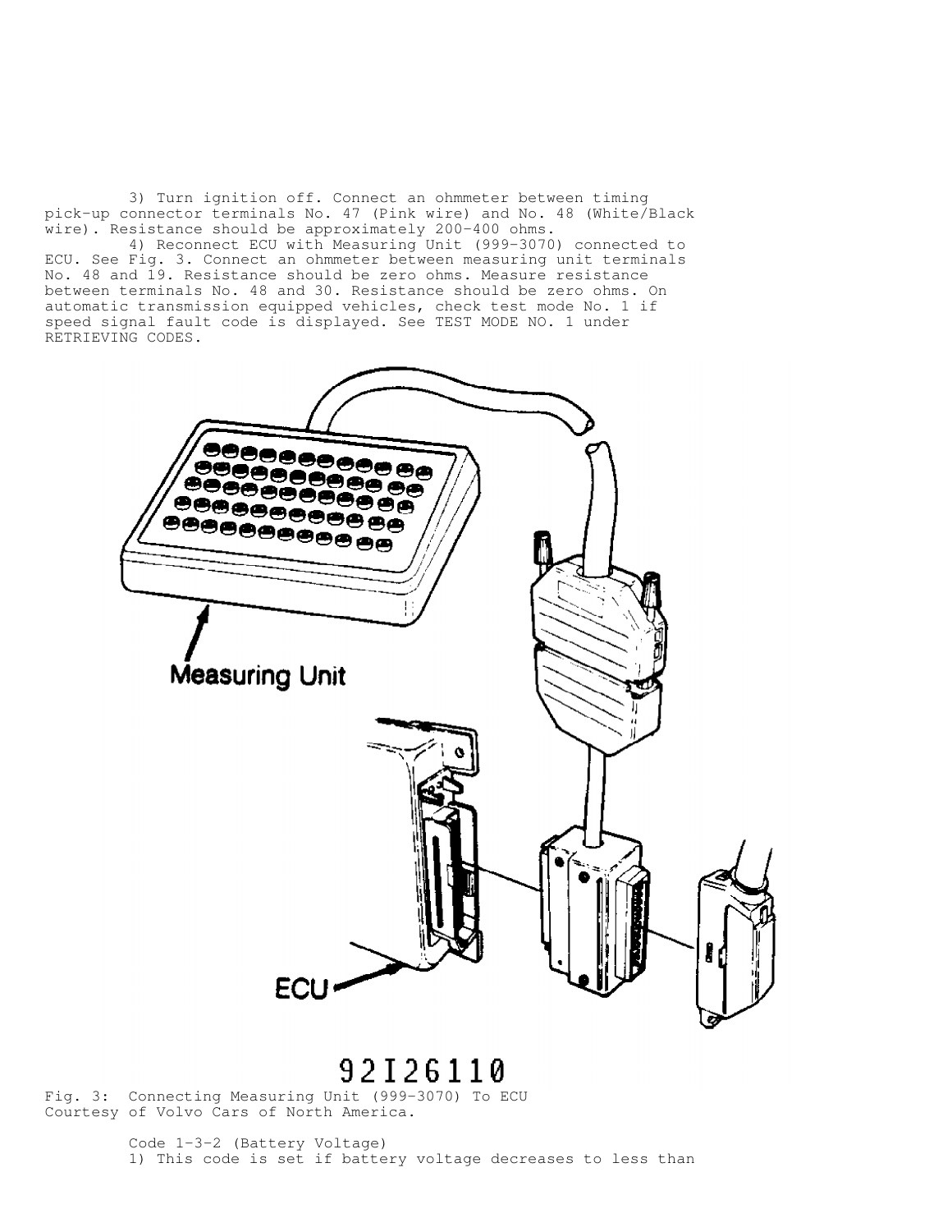3) Turn ignition off. Connect an ohmmeter between timing pick-up connector terminals No. 47 (Pink wire) and No. 48 (White/Black wire). Resistance should be approximately 200-400 ohms.

4) Reconnect ECU with Measuring Unit (999-3070) connected to ECU. See Fig. 3. Connect an ohmmeter between measuring unit terminals No. 48 and 19. Resistance should be zero ohms. Measure resistance between terminals No. 48 and 30. Resistance should be zero ohms. On automatic transmission equipped vehicles, check test mode No. 1 if speed signal fault code is displayed. See TEST MODE NO. 1 under RETRIEVING CODES.

Fig. 3: Connecting Measuring Unit (999-3070) To ECU
Courtesy of Volvo Cars of North America.

Code 1-3-2 (Battery Voltage)

1) This code is set if battery voltage decreases to less than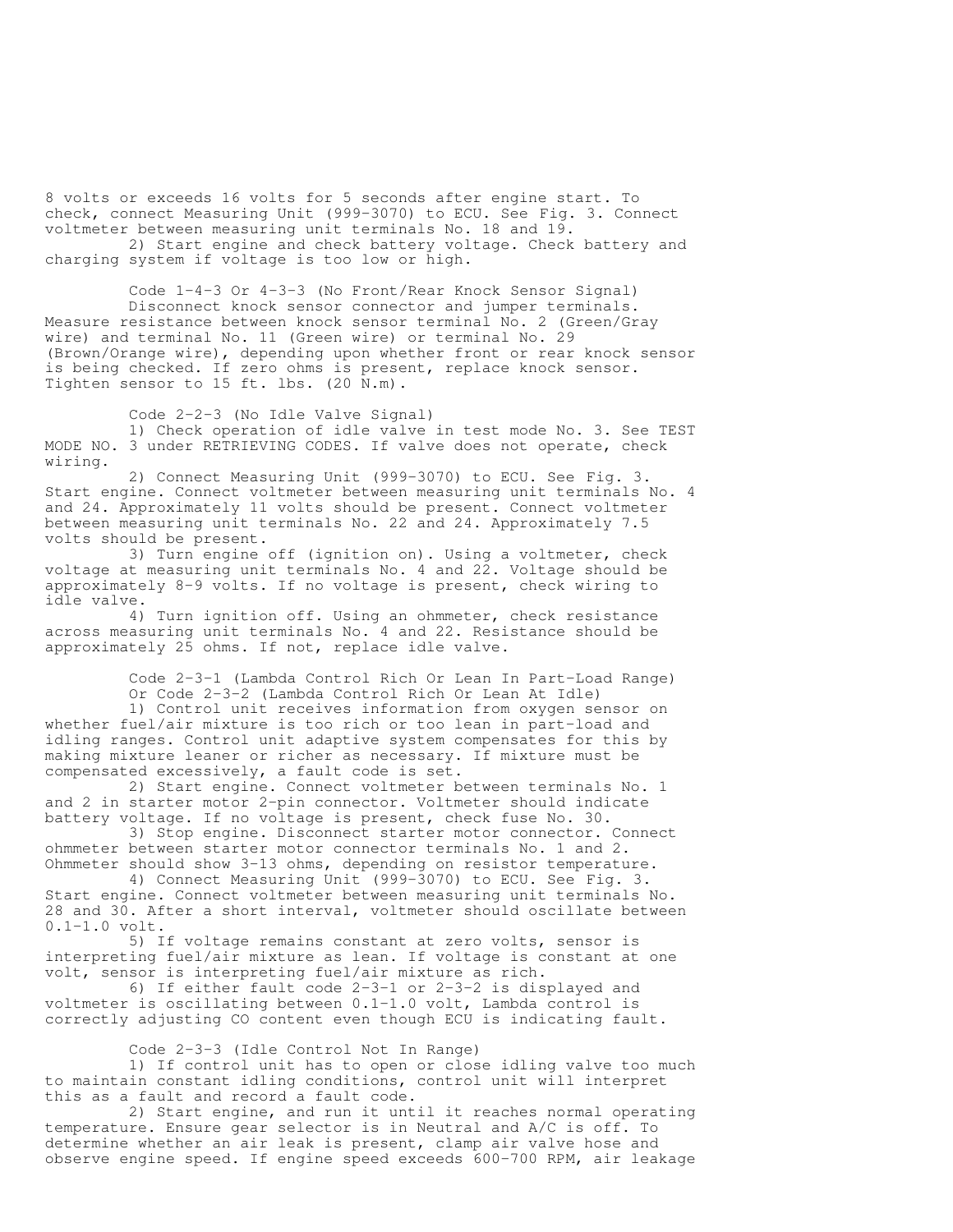8 volts or exceeds 16 volts for 5 seconds after engine start. To check, connect Measuring Unit (999-3070) to ECU. See Fig. 3. Connect voltmeter between measuring unit terminals No. 18 and 19.

2) Start engine and check battery voltage. Check battery and charging system if voltage is too low or high.

Code 1-4-3 Or 4-3-3 (No Front/Rear Knock Sensor Signal)

Disconnect knock sensor connector and jumper terminals. Measure resistance between knock sensor terminal No. 2 (Green/Gray wire) and terminal No. 11 (Green wire) or terminal No. 29 (Brown/Orange wire), depending upon whether front or rear knock sensor is being checked. If zero ohms is present, replace knock sensor. Tighten sensor to 15 ft. lbs. (20 N.m).

Code 2-2-3 (No Idle Valve Signal)

1) Check operation of idle valve in test mode No. 3. See TEST MODE NO. 3 under RETRIEVING CODES. If valve does not operate, check wiring.

2) Connect Measuring Unit (999-3070) to ECU. See Fig. 3. Start engine. Connect voltmeter between measuring unit terminals No. 4 and 24. Approximately 11 volts should be present. Connect voltmeter between measuring unit terminals No. 22 and 24. Approximately 7.5 volts should be present.

3) Turn engine off (ignition on). Using a voltmeter, check voltage at measuring unit terminals No. 4 and 22. Voltage should be approximately 8-9 volts. If no voltage is present, check wiring to idle valve.

4) Turn ignition off. Using an ohmmeter, check resistance across measuring unit terminals No. 4 and 22. Resistance should be approximately 25 ohms. If not, replace idle valve.

Code 2-3-1 (Lambda Control Rich Or Lean In Part-Load Range)
Or Code 2-3-2 (Lambda Control Rich Or Lean At Idle)

1) Control unit receives information from oxygen sensor on whether fuel/air mixture is too rich or too lean in part-load and idling ranges. Control unit adaptive system compensates for this by making mixture leaner or richer as necessary. If mixture must be compensated excessively, a fault code is set.

2) Start engine. Connect voltmeter between terminals No. 1 and 2 in starter motor 2-pin connector. Voltmeter should indicate battery voltage. If no voltage is present, check fuse No. 30.

3) Stop engine. Disconnect starter motor connector. Connect ohmmeter between starter motor connector terminals No. 1 and 2. Ohmmeter should show 3-13 ohms, depending on resistor temperature.

4) Connect Measuring Unit (999-3070) to ECU. See Fig. 3. Start engine. Connect voltmeter between measuring unit terminals No. 28 and 30. After a short interval, voltmeter should oscillate between 0.1-1.0 volt.

5) If voltage remains constant at zero volts, sensor is interpreting fuel/air mixture as lean. If voltage is constant at one volt, sensor is interpreting fuel/air mixture as rich.

6) If either fault code 2-3-1 or 2-3-2 is displayed and voltmeter is oscillating between 0.1-1.0 volt, Lambda control is correctly adjusting CO content even though ECU is indicating fault.

Code 2-3-3 (Idle Control Not In Range)

1) If control unit has to open or close idling valve too much to maintain constant idling conditions, control unit will interpret this as a fault and record a fault code.

2) Start engine, and run it until it reaches normal operating temperature. Ensure gear selector is in Neutral and A/C is off. To determine whether an air leak is present, clamp air valve hose and observe engine speed. If engine speed exceeds 600-700 RPM, air leakage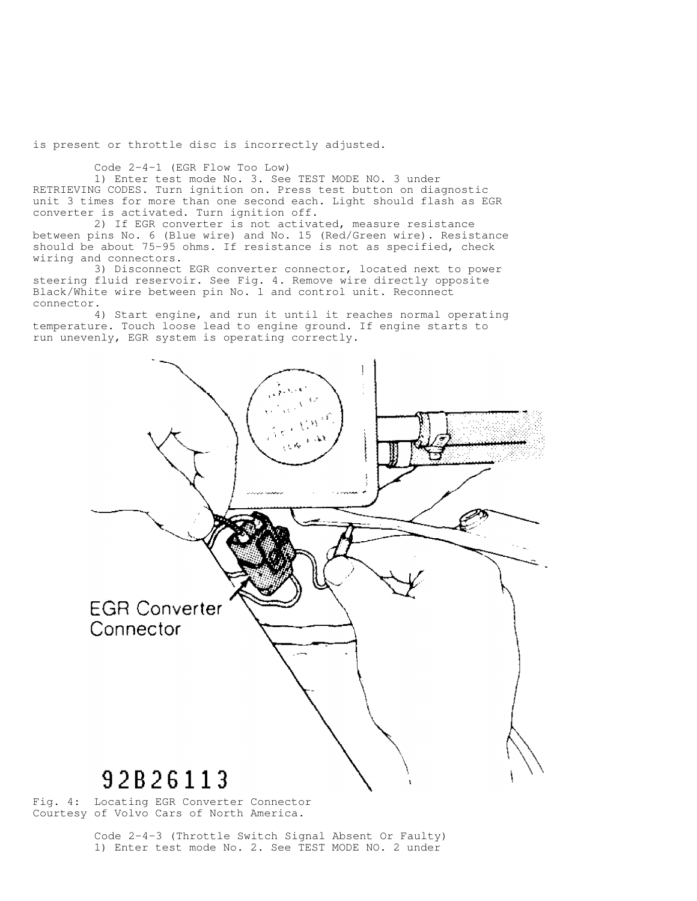is present or throttle disc is incorrectly adjusted.

Code 2-4-1 (EGR Flow Too Low)

1) Enter test mode No. 3. See TEST MODE NO. 3 under RETRIEVING CODES. Turn ignition on. Press test button on diagnostic unit 3 times for more than one second each. Light should flash as EGR converter is activated. Turn ignition off.

2) If EGR converter is not activated, measure resistance between pins No. 6 (Blue wire) and No. 15 (Red/Green wire). Resistance should be about 75-95 ohms. If resistance is not as specified, check wiring and connectors.

3) Disconnect EGR converter connector, located next to power steering fluid reservoir. See Fig. 4. Remove wire directly opposite Black/White wire between pin No. 1 and control unit. Reconnect connector.

4) Start engine, and run it until it reaches normal operating temperature. Touch loose lead to engine ground. If engine starts to run unevenly, EGR system is operating correctly.

Fig. 4: Locating EGR Converter Connector
Courtesy of Volvo Cars of North America.

Code 2-4-3 (Throttle Switch Signal Absent Or Faulty)

1) Enter test mode No. 2. See TEST MODE NO. 2 under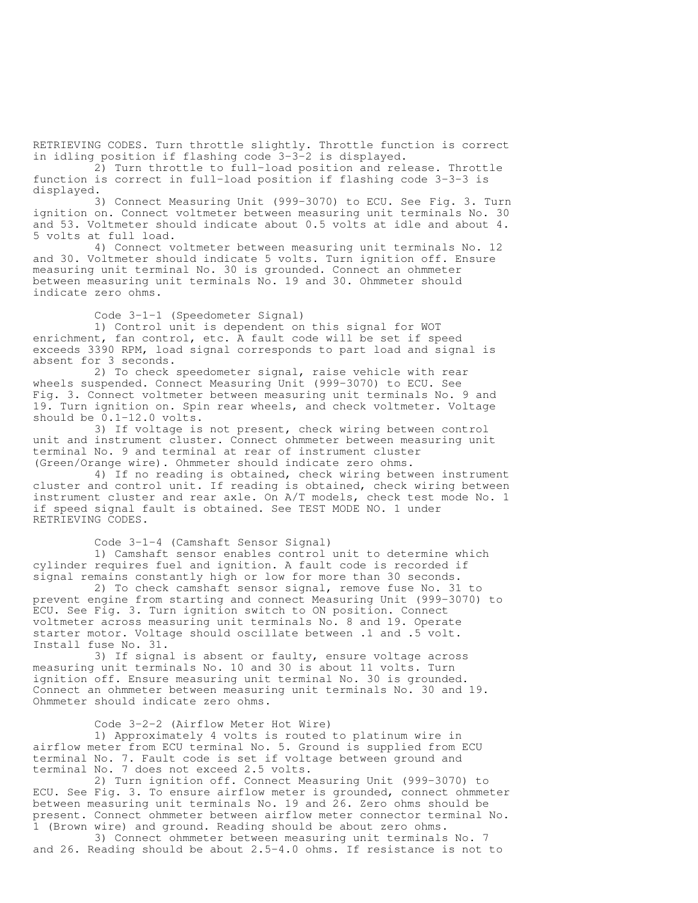RETRIEVING CODES. Turn throttle slightly. Throttle function is correct in idling position if flashing code 3-3-2 is displayed.

2) Turn throttle to full-load position and release. Throttle function is correct in full-load position if flashing code 3-3-3 is displayed.

3) Connect Measuring Unit (999-3070) to ECU. See Fig. 3. Turn ignition on. Connect voltmeter between measuring unit terminals No. 30 and 53. Voltmeter should indicate about 0.5 volts at idle and about 4.5 volts at full load.

4) Connect voltmeter between measuring unit terminals No. 12 and 30. Voltmeter should indicate 5 volts. Turn ignition off. Ensure measuring unit terminal No. 30 is grounded. Connect an ohmmeter between measuring unit terminals No. 19 and 30. Ohmmeter should indicate zero ohms.

### Code 3-1-1 (Speedometer Signal)

1) Control unit is dependent on this signal for WOT enrichment, fan control, etc. A fault code will be set if speed exceeds 3390 RPM, load signal corresponds to part load and signal is absent for 3 seconds.

2) To check speedometer signal, raise vehicle with rear wheels suspended. Connect Measuring Unit (999-3070) to ECU. See Fig. 3. Connect voltmeter between measuring unit terminals No. 9 and 19. Turn ignition on. Spin rear wheels, and check voltmeter. Voltage should be 0.1-12.0 volts.

3) If voltage is not present, check wiring between control unit and instrument cluster. Connect ohmmeter between measuring unit terminal No. 9 and terminal at rear of instrument cluster (Green/Orange wire). Ohmmeter should indicate zero ohms.

4) If no reading is obtained, check wiring between instrument cluster and control unit. If reading is obtained, check wiring between instrument cluster and rear axle. On A/T models, check test mode No. 1 if speed signal fault is obtained. See TEST MODE NO. 1 under RETRIEVING CODES.

### Code 3-1-4 (Camshaft Sensor Signal)

1) Camshaft sensor enables control unit to determine which cylinder requires fuel and ignition. A fault code is recorded if signal remains constantly high or low for more than 30 seconds.

2) To check camshaft sensor signal, remove fuse No. 31 to prevent engine from starting and connect Measuring Unit (999-3070) to ECU. See Fig. 3. Turn ignition switch to ON position. Connect voltmeter across measuring unit terminals No. 8 and 19. Operate starter motor. Voltage should oscillate between .1 and .5 volt. Install fuse No. 31.

3) If signal is absent or faulty, ensure voltage across measuring unit terminals No. 10 and 30 is about 11 volts. Turn ignition off. Ensure measuring unit terminal No. 30 is grounded. Connect an ohmmeter between measuring unit terminals No. 30 and 19. Ohmmeter should indicate zero ohms.

### Code 3-2-2 (Airflow Meter Hot Wire)

1) Approximately 4 volts is routed to platinum wire in airflow meter from ECU terminal No. 5. Ground is supplied from ECU terminal No. 7. Fault code is set if voltage between ground and terminal No. 7 does not exceed 2.5 volts.

2) Turn ignition off. Connect Measuring Unit (999-3070) to ECU. See Fig. 3. To ensure airflow meter is grounded, connect ohmmeter between measuring unit terminals No. 19 and 26. Zero ohms should be present. Connect ohmmeter between airflow meter connector terminal No. 1 (Brown wire) and ground. Reading should be about zero ohms.

3) Connect ohmmeter between measuring unit terminals No. 7 and 26. Reading should be about 2.5-4.0 ohms. If resistance is not to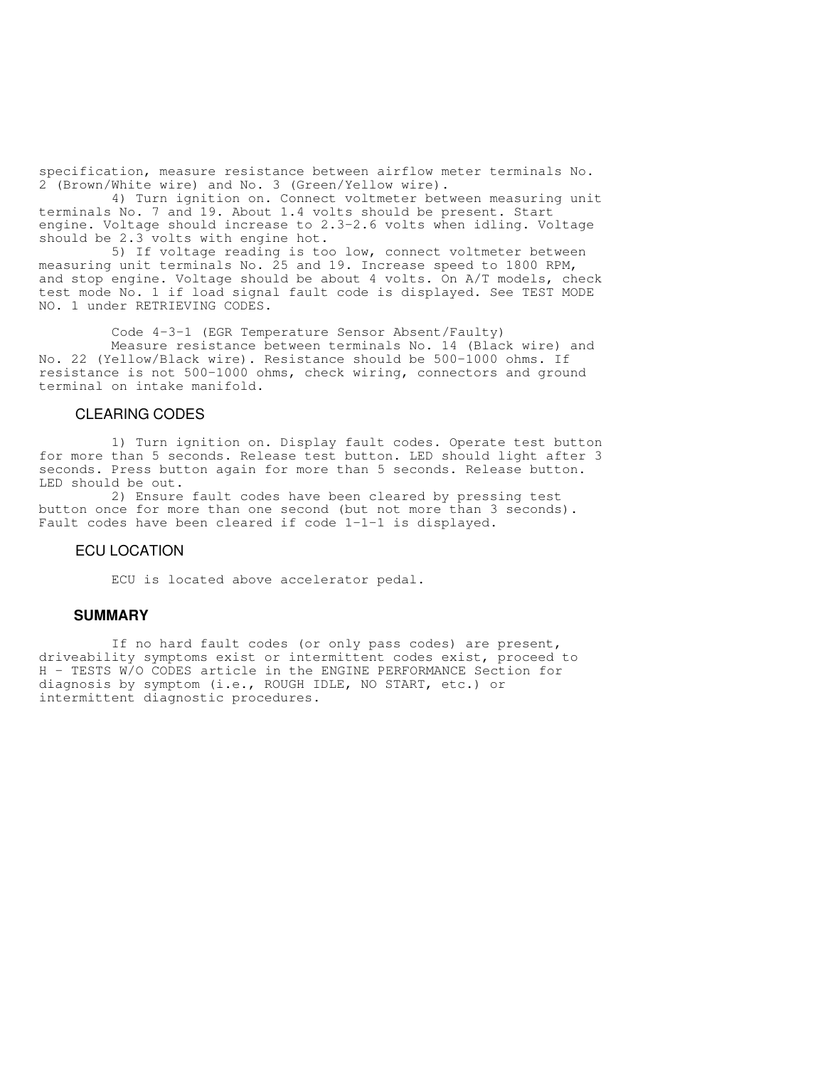specification, measure resistance between airflow meter terminals No. 2 (Brown/White wire) and No. 3 (Green/Yellow wire).

4) Turn ignition on. Connect voltmeter between measuring unit terminals No. 7 and 19. About 1.4 volts should be present. Start engine. Voltage should increase to 2.3-2.6 volts when idling. Voltage should be 2.3 volts with engine hot.

5) If voltage reading is too low, connect voltmeter between measuring unit terminals No. 25 and 19. Increase speed to 1800 RPM, and stop engine. Voltage should be about 4 volts. On A/T models, check test mode No. 1 if load signal fault code is displayed. See TEST MODE NO. 1 under RETRIEVING CODES.

Code 4-3-1 (EGR Temperature Sensor Absent/Faulty)

Measure resistance between terminals No. 14 (Black wire) and No. 22 (Yellow/Black wire). Resistance should be 500-1000 ohms. If resistance is not 500-1000 ohms, check wiring, connectors and ground terminal on intake manifold.

### CLEARING CODES

1) Turn ignition on. Display fault codes. Operate test button for more than 5 seconds. Release test button. LED should light after 3 seconds. Press button again for more than 5 seconds. Release button. LED should be out.

2) Ensure fault codes have been cleared by pressing test button once for more than one second (but not more than 3 seconds). Fault codes have been cleared if code 1-1-1 is displayed.

### ECU LOCATION

ECU is located above accelerator pedal.

## SUMMARY

If no hard fault codes (or only pass codes) are present, driveability symptoms exist or intermittent codes exist, proceed to H - TESTS W/O CODES article in the ENGINE PERFORMANCE Section for diagnosis by symptom (i.e., ROUGH IDLE, NO START, etc.) or intermittent diagnostic procedures.